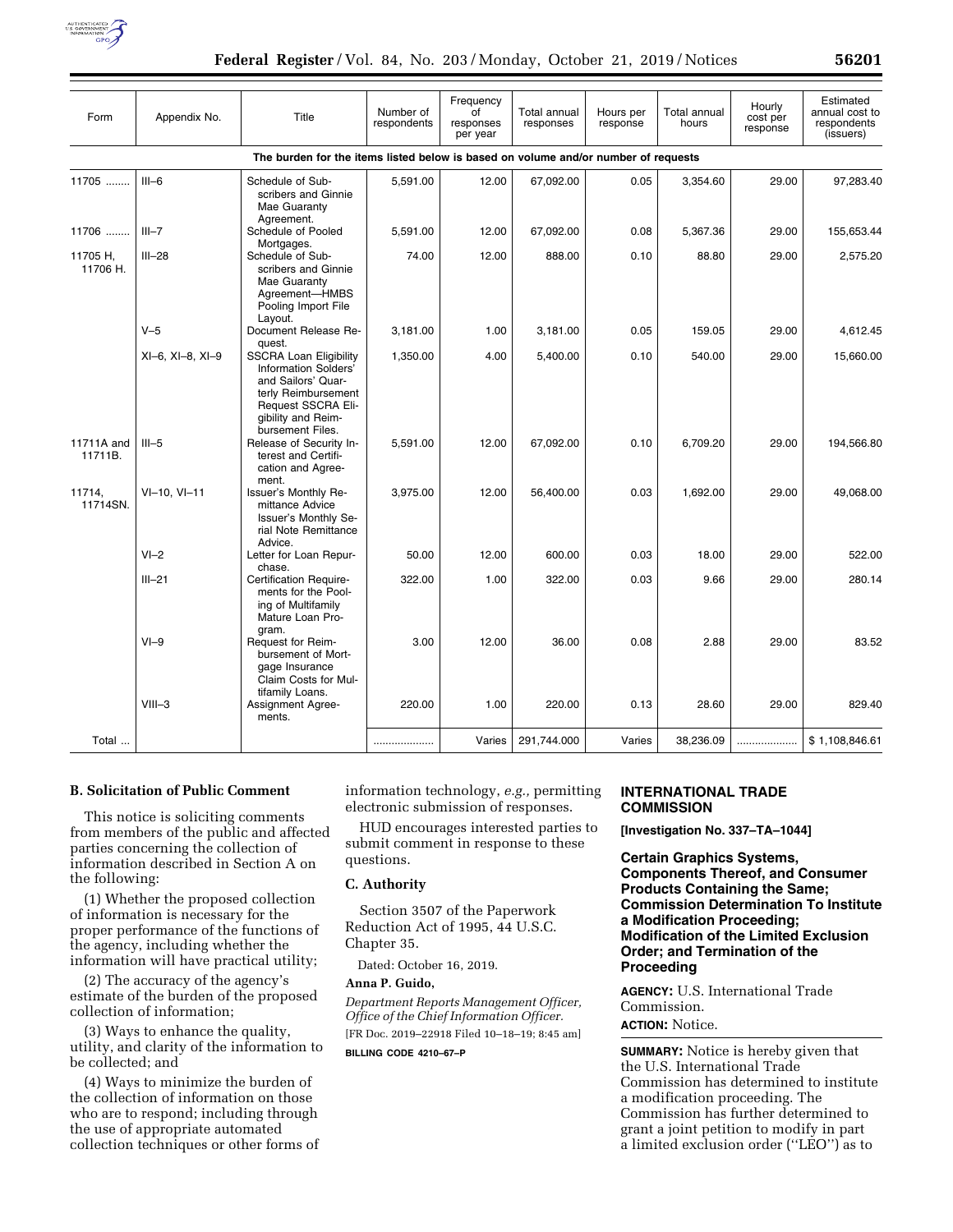| Form | Appendix No. | Title | Number of respondents | Frequency of responses per year | Total annual responses | Hours per response | Total annual hours | Hourly cost per response | Estimated annual cost to respondents (issuers) |
|---|---|---|---|---|---|---|---|---|---|
| The burden for the items listed below is based on volume and/or number of requests | | | | | | | | | |
| 11705 ........ | III–6 | Schedule of Subscribers and Ginnie Mae Guaranty Agreement. | 5,591.00 | 12.00 | 67,092.00 | 0.05 | 3,354.60 | 29.00 | 97,283.40 |
| 11706 ........ | III–7 | Schedule of Pooled Mortgages. | 5,591.00 | 12.00 | 67,092.00 | 0.08 | 5,367.36 | 29.00 | 155,653.44 |
| 11705 H, 11706 H. | III–28 | Schedule of Subscribers and Ginnie Mae Guaranty Agreement—HMBS Pooling Import File Layout. | 74.00 | 12.00 | 888.00 | 0.10 | 88.80 | 29.00 | 2,575.20 |
| | V–5 | Document Release Request. | 3,181.00 | 1.00 | 3,181.00 | 0.05 | 159.05 | 29.00 | 4,612.45 |
| | XI–6, XI–8, XI–9 | SSCRA Loan Eligibility Information Soldiers' and Sailors' Quarterly Reimbursement Request SSCRA Eligibility and Reimbursement Files. | 1,350.00 | 4.00 | 5,400.00 | 0.10 | 540.00 | 29.00 | 15,660.00 |
| 11711A and 11711B. | III–5 | Release of Security Interest and Certification and Agreement. | 5,591.00 | 12.00 | 67,092.00 | 0.10 | 6,709.20 | 29.00 | 194,566.80 |
| 11714, 11714SN. | VI–10, VI–11 | Issuer's Monthly Remittance Advice Issuer's Monthly Serial Note Remittance Advice. | 3,975.00 | 12.00 | 56,400.00 | 0.03 | 1,692.00 | 29.00 | 49,068.00 |
| | VI–2 | Letter for Loan Repurchase. | 50.00 | 12.00 | 600.00 | 0.03 | 18.00 | 29.00 | 522.00 |
| | III–21 | Certification Requirements for the Pooling of Multifamily Mature Loan Program. | 322.00 | 1.00 | 322.00 | 0.03 | 9.66 | 29.00 | 280.14 |
| | VI–9 | Request for Reimbursement of Mortgage Insurance Claim Costs for Multifamily Loans. | 3.00 | 12.00 | 36.00 | 0.08 | 2.88 | 29.00 | 83.52 |
| | VIII–3 | Assignment Agreements. | 220.00 | 1.00 | 220.00 | 0.13 | 28.60 | 29.00 | 829.40 |
| Total ... | | | .................... | Varies | 291,744.000 | Varies | 38,236.09 | .................... | $ 1,108,846.61 |

**B. Solicitation of Public Comment**

This notice is soliciting comments from members of the public and affected parties concerning the collection of information described in Section A on the following:

(1) Whether the proposed collection of information is necessary for the proper performance of the functions of the agency, including whether the information will have practical utility;

(2) The accuracy of the agency's estimate of the burden of the proposed collection of information;

(3) Ways to enhance the quality, utility, and clarity of the information to be collected; and

(4) Ways to minimize the burden of the collection of information on those who are to respond; including through the use of appropriate automated collection techniques or other forms of information technology, *e.g.,* permitting electronic submission of responses.

HUD encourages interested parties to submit comment in response to these questions.

**C. Authority**

Section 3507 of the Paperwork Reduction Act of 1995, 44 U.S.C. Chapter 35.

Dated: October 16, 2019.

**Anna P. Guido,**

*Department Reports Management Officer, Office of the Chief Information Officer.*

[FR Doc. 2019–22918 Filed 10–18–19; 8:45 am]

**BILLING CODE 4210–67–P**

## INTERNATIONAL TRADE COMMISSION

**[Investigation No. 337–TA–1044]**

## Certain Graphics Systems, Components Thereof, and Consumer Products Containing the Same; Commission Determination To Institute a Modification Proceeding; Modification of the Limited Exclusion Order; and Termination of the Proceeding

**AGENCY:** U.S. International Trade Commission.

**ACTION:** Notice.

**SUMMARY:** Notice is hereby given that the U.S. International Trade Commission has determined to institute a modification proceeding. The Commission has further determined to grant a joint petition to modify in part a limited exclusion order (''LEO'') as to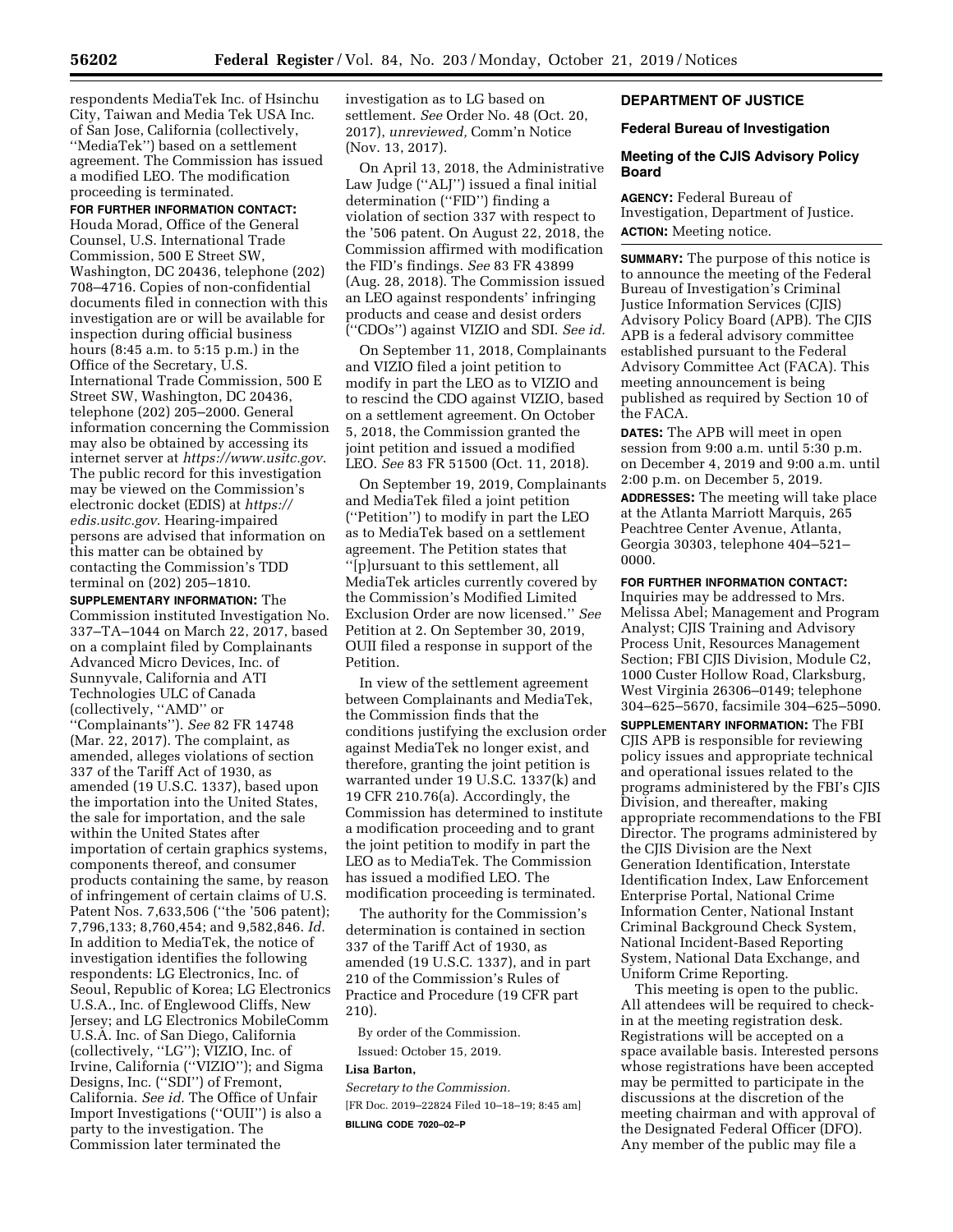respondents MediaTek Inc. of Hsinchu City, Taiwan and Media Tek USA Inc. of San Jose, California (collectively, ''MediaTek'') based on a settlement agreement. The Commission has issued a modified LEO. The modification proceeding is terminated.

**FOR FURTHER INFORMATION CONTACT:** Houda Morad, Office of the General Counsel, U.S. International Trade Commission, 500 E Street SW, Washington, DC 20436, telephone (202) 708–4716. Copies of non-confidential documents filed in connection with this investigation are or will be available for inspection during official business hours (8:45 a.m. to 5:15 p.m.) in the Office of the Secretary, U.S. International Trade Commission, 500 E Street SW, Washington, DC 20436, telephone (202) 205–2000. General information concerning the Commission may also be obtained by accessing its internet server at *https://www.usitc.gov*. The public record for this investigation may be viewed on the Commission's electronic docket (EDIS) at *https://edis.usitc.gov*. Hearing-impaired persons are advised that information on this matter can be obtained by contacting the Commission's TDD terminal on (202) 205–1810.

**SUPPLEMENTARY INFORMATION:** The Commission instituted Investigation No. 337–TA–1044 on March 22, 2017, based on a complaint filed by Complainants Advanced Micro Devices, Inc. of Sunnyvale, California and ATI Technologies ULC of Canada (collectively, ''AMD'' or ''Complainants''). *See* 82 FR 14748 (Mar. 22, 2017). The complaint, as amended, alleges violations of section 337 of the Tariff Act of 1930, as amended (19 U.S.C. 1337), based upon the importation into the United States, the sale for importation, and the sale within the United States after importation of certain graphics systems, components thereof, and consumer products containing the same, by reason of infringement of certain claims of U.S. Patent Nos. 7,633,506 (''the '506 patent); 7,796,133; 8,760,454; and 9,582,846. *Id.* In addition to MediaTek, the notice of investigation identifies the following respondents: LG Electronics, Inc. of Seoul, Republic of Korea; LG Electronics U.S.A., Inc. of Englewood Cliffs, New Jersey; and LG Electronics MobileComm U.S.A. Inc. of San Diego, California (collectively, ''LG''); VIZIO, Inc. of Irvine, California (''VIZIO''); and Sigma Designs, Inc. (''SDI'') of Fremont, California. *See id.* The Office of Unfair Import Investigations (''OUII'') is also a party to the investigation. The Commission later terminated the investigation as to LG based on settlement. *See* Order No. 48 (Oct. 20, 2017), *unreviewed,* Comm'n Notice (Nov. 13, 2017).

On April 13, 2018, the Administrative Law Judge (''ALJ'') issued a final initial determination (''FID'') finding a violation of section 337 with respect to the '506 patent. On August 22, 2018, the Commission affirmed with modification the FID's findings. *See* 83 FR 43899 (Aug. 28, 2018). The Commission issued an LEO against respondents' infringing products and cease and desist orders (''CDOs'') against VIZIO and SDI. *See id.*

On September 11, 2018, Complainants and VIZIO filed a joint petition to modify in part the LEO as to VIZIO and to rescind the CDO against VIZIO, based on a settlement agreement. On October 5, 2018, the Commission granted the joint petition and issued a modified LEO. *See* 83 FR 51500 (Oct. 11, 2018).

On September 19, 2019, Complainants and MediaTek filed a joint petition (''Petition'') to modify in part the LEO as to MediaTek based on a settlement agreement. The Petition states that ''[p]ursuant to this settlement, all MediaTek articles currently covered by the Commission's Modified Limited Exclusion Order are now licensed.'' *See* Petition at 2. On September 30, 2019, OUII filed a response in support of the Petition.

In view of the settlement agreement between Complainants and MediaTek, the Commission finds that the conditions justifying the exclusion order against MediaTek no longer exist, and therefore, granting the joint petition is warranted under 19 U.S.C. 1337(k) and 19 CFR 210.76(a). Accordingly, the Commission has determined to institute a modification proceeding and to grant the joint petition to modify in part the LEO as to MediaTek. The Commission has issued a modified LEO. The modification proceeding is terminated.

The authority for the Commission's determination is contained in section 337 of the Tariff Act of 1930, as amended (19 U.S.C. 1337), and in part 210 of the Commission's Rules of Practice and Procedure (19 CFR part 210).

By order of the Commission.

Issued: October 15, 2019.

**Lisa Barton,**

*Secretary to the Commission.*

[FR Doc. 2019–22824 Filed 10–18–19; 8:45 am]

**BILLING CODE 7020–02–P**

## DEPARTMENT OF JUSTICE

### Federal Bureau of Investigation

### Meeting of the CJIS Advisory Policy Board

**AGENCY:** Federal Bureau of Investigation, Department of Justice.

**ACTION:** Meeting notice.

**SUMMARY:** The purpose of this notice is to announce the meeting of the Federal Bureau of Investigation's Criminal Justice Information Services (CJIS) Advisory Policy Board (APB). The CJIS APB is a federal advisory committee established pursuant to the Federal Advisory Committee Act (FACA). This meeting announcement is being published as required by Section 10 of the FACA.

**DATES:** The APB will meet in open session from 9:00 a.m. until 5:30 p.m. on December 4, 2019 and 9:00 a.m. until 2:00 p.m. on December 5, 2019.

**ADDRESSES:** The meeting will take place at the Atlanta Marriott Marquis, 265 Peachtree Center Avenue, Atlanta, Georgia 30303, telephone 404–521–0000.

**FOR FURTHER INFORMATION CONTACT:** Inquiries may be addressed to Mrs. Melissa Abel; Management and Program Analyst; CJIS Training and Advisory Process Unit, Resources Management Section; FBI CJIS Division, Module C2, 1000 Custer Hollow Road, Clarksburg, West Virginia 26306–0149; telephone 304–625–5670, facsimile 304–625–5090.

**SUPPLEMENTARY INFORMATION:** The FBI CJIS APB is responsible for reviewing policy issues and appropriate technical and operational issues related to the programs administered by the FBI's CJIS Division, and thereafter, making appropriate recommendations to the FBI Director. The programs administered by the CJIS Division are the Next Generation Identification, Interstate Identification Index, Law Enforcement Enterprise Portal, National Crime Information Center, National Instant Criminal Background Check System, National Incident-Based Reporting System, National Data Exchange, and Uniform Crime Reporting.

This meeting is open to the public. All attendees will be required to check-in at the meeting registration desk. Registrations will be accepted on a space available basis. Interested persons whose registrations have been accepted may be permitted to participate in the discussions at the discretion of the meeting chairman and with approval of the Designated Federal Officer (DFO). Any member of the public may file a